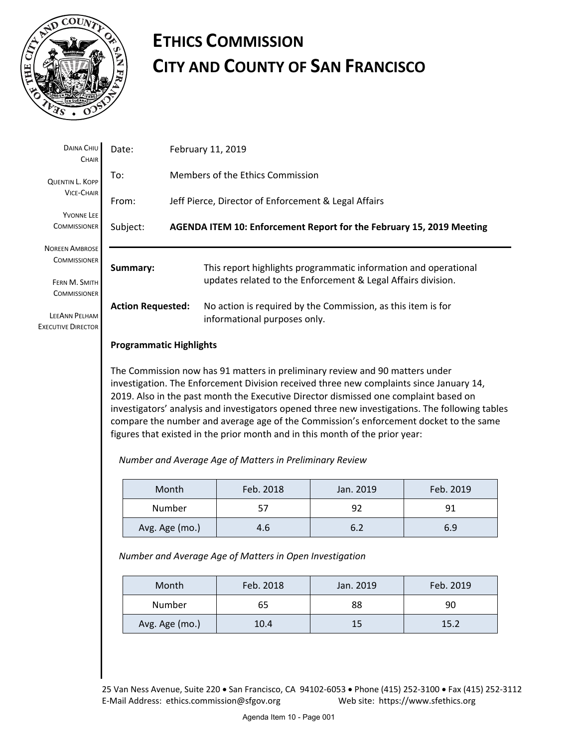# ETHICS COMMISSION
# CITY AND COUNTY OF SAN FRANCISCO

DAINA CHIU
CHAIR

QUENTIN L. KOPP
VICE-CHAIR

YVONNE LEE
COMMISSIONER

NOREEN AMBROSE
COMMISSIONER

FERN M. SMITH
COMMISSIONER

LEEANN PELHAM
EXECUTIVE DIRECTOR

Date: February 11, 2019

To: Members of the Ethics Commission

From: Jeff Pierce, Director of Enforcement & Legal Affairs

Subject: **AGENDA ITEM 10: Enforcement Report for the February 15, 2019 Meeting**

---

**Summary:** This report highlights programmatic information and operational updates related to the Enforcement & Legal Affairs division.

**Action Requested:** No action is required by the Commission, as this item is for informational purposes only.

**Programmatic Highlights**

The Commission now has 91 matters in preliminary review and 90 matters under investigation. The Enforcement Division received three new complaints since January 14, 2019. Also in the past month the Executive Director dismissed one complaint based on investigators' analysis and investigators opened three new investigations. The following tables compare the number and average age of the Commission's enforcement docket to the same figures that existed in the prior month and in this month of the prior year:

*Number and Average Age of Matters in Preliminary Review*

| Month | Feb. 2018 | Jan. 2019 | Feb. 2019 |
|---|---|---|---|
| Number | 57 | 92 | 91 |
| Avg. Age (mo.) | 4.6 | 6.2 | 6.9 |

*Number and Average Age of Matters in Open Investigation*

| Month | Feb. 2018 | Jan. 2019 | Feb. 2019 |
|---|---|---|---|
| Number | 65 | 88 | 90 |
| Avg. Age (mo.) | 10.4 | 15 | 15.2 |

25 Van Ness Avenue, Suite 220 • San Francisco, CA 94102-6053 • Phone (415) 252-3100 • Fax (415) 252-3112
E-Mail Address: ethics.commission@sfgov.org Web site: https://www.sfethics.org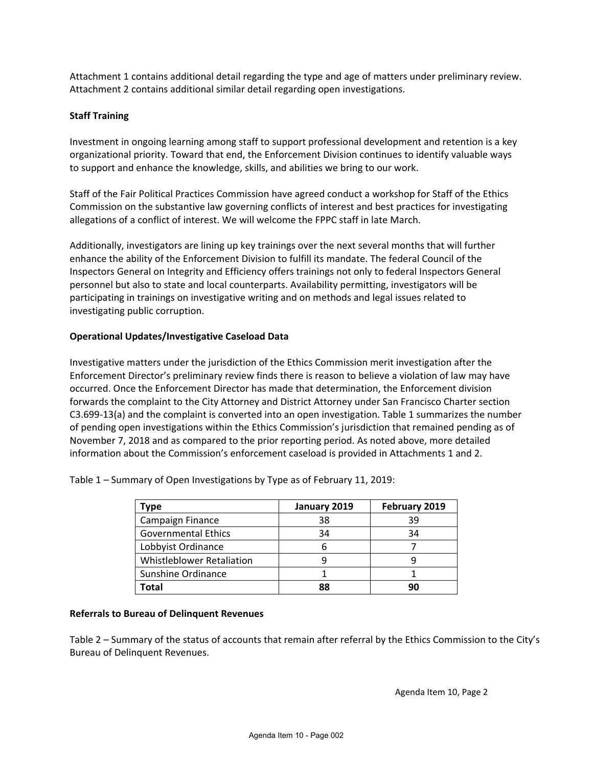Attachment 1 contains additional detail regarding the type and age of matters under preliminary review. Attachment 2 contains additional similar detail regarding open investigations.

**Staff Training**

Investment in ongoing learning among staff to support professional development and retention is a key organizational priority. Toward that end, the Enforcement Division continues to identify valuable ways to support and enhance the knowledge, skills, and abilities we bring to our work.

Staff of the Fair Political Practices Commission have agreed conduct a workshop for Staff of the Ethics Commission on the substantive law governing conflicts of interest and best practices for investigating allegations of a conflict of interest. We will welcome the FPPC staff in late March.

Additionally, investigators are lining up key trainings over the next several months that will further enhance the ability of the Enforcement Division to fulfill its mandate. The federal Council of the Inspectors General on Integrity and Efficiency offers trainings not only to federal Inspectors General personnel but also to state and local counterparts. Availability permitting, investigators will be participating in trainings on investigative writing and on methods and legal issues related to investigating public corruption.

**Operational Updates/Investigative Caseload Data**

Investigative matters under the jurisdiction of the Ethics Commission merit investigation after the Enforcement Director's preliminary review finds there is reason to believe a violation of law may have occurred. Once the Enforcement Director has made that determination, the Enforcement division forwards the complaint to the City Attorney and District Attorney under San Francisco Charter section C3.699-13(a) and the complaint is converted into an open investigation. Table 1 summarizes the number of pending open investigations within the Ethics Commission's jurisdiction that remained pending as of November 7, 2018 and as compared to the prior reporting period. As noted above, more detailed information about the Commission's enforcement caseload is provided in Attachments 1 and 2.

Table 1 – Summary of Open Investigations by Type as of February 11, 2019:

| Type | January 2019 | February 2019 |
|---|---|---|
| Campaign Finance | 38 | 39 |
| Governmental Ethics | 34 | 34 |
| Lobbyist Ordinance | 6 | 7 |
| Whistleblower Retaliation | 9 | 9 |
| Sunshine Ordinance | 1 | 1 |
| **Total** | **88** | **90** |

**Referrals to Bureau of Delinquent Revenues**

Table 2 – Summary of the status of accounts that remain after referral by the Ethics Commission to the City's Bureau of Delinquent Revenues.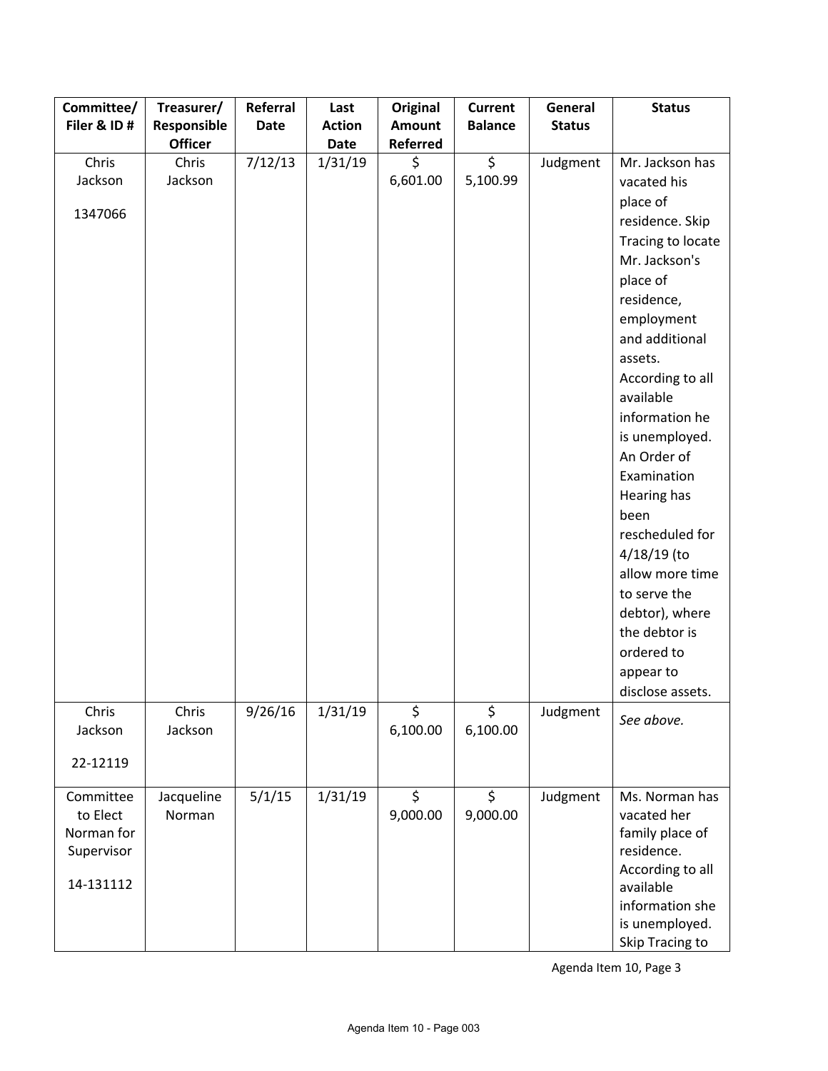| Committee/ Filer & ID # | Treasurer/ Responsible Officer | Referral Date | Last Action Date | Original Amount Referred | Current Balance | General Status | Status |
|---|---|---|---|---|---|---|---|
| Chris Jackson 1347066 | Chris Jackson | 7/12/13 | 1/31/19 | $ 6,601.00 | $ 5,100.99 | Judgment | Mr. Jackson has vacated his place of residence. Skip Tracing to locate Mr. Jackson's place of residence, employment and additional assets. According to all available information he is unemployed. An Order of Examination Hearing has been rescheduled for 4/18/19 (to allow more time to serve the debtor), where the debtor is ordered to appear to disclose assets. |
| Chris Jackson 22-12119 | Chris Jackson | 9/26/16 | 1/31/19 | $ 6,100.00 | $ 6,100.00 | Judgment | *See above.* |
| Committee to Elect Norman for Supervisor 14-131112 | Jacqueline Norman | 5/1/15 | 1/31/19 | $ 9,000.00 | $ 9,000.00 | Judgment | Ms. Norman has vacated her family place of residence. According to all available information she is unemployed. Skip Tracing to |

Agenda Item 10, Page 3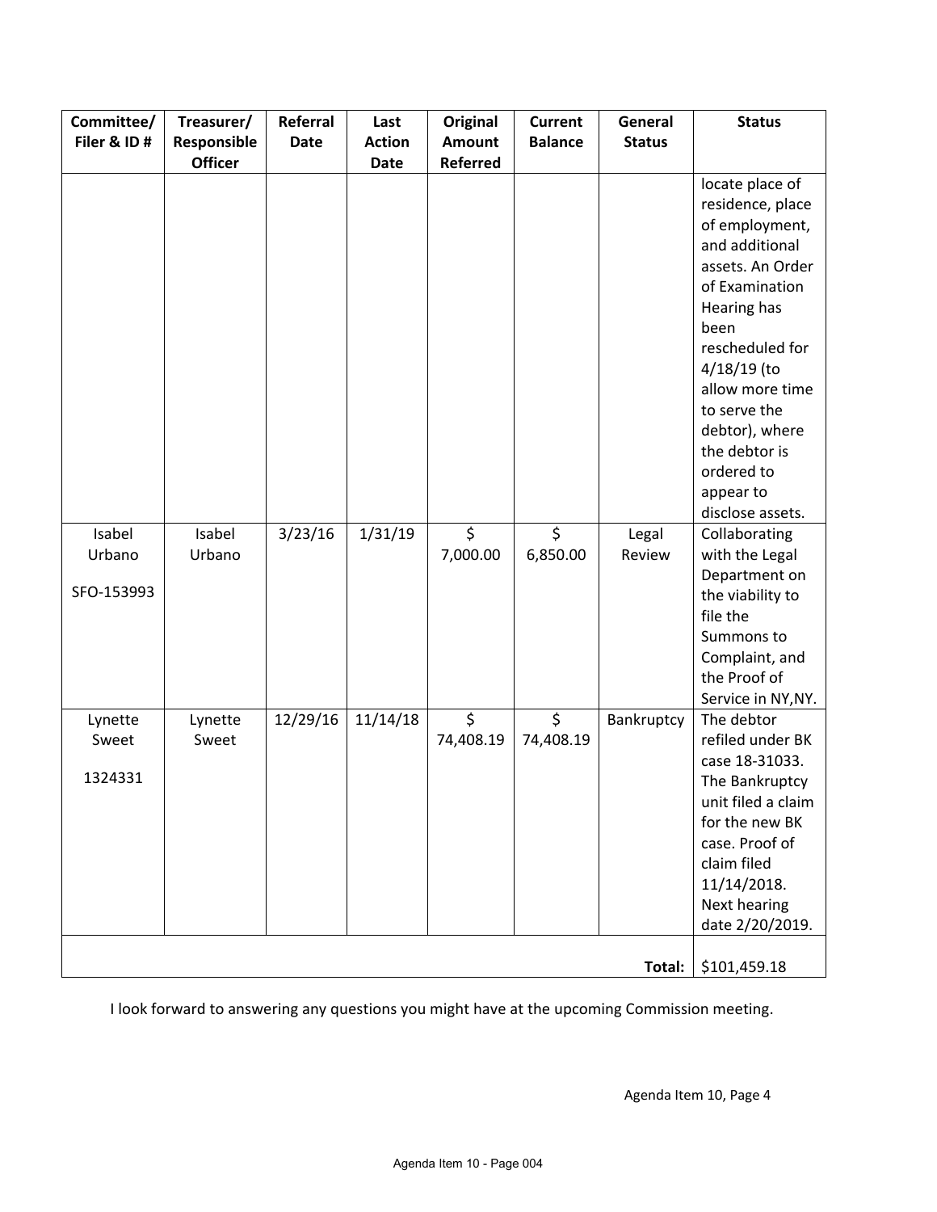| Committee/ Filer & ID # | Treasurer/ Responsible Officer | Referral Date | Last Action Date | Original Amount Referred | Current Balance | General Status | Status |
|---|---|---|---|---|---|---|---|
| | | | | | | | locate place of residence, place of employment, and additional assets. An Order of Examination Hearing has been rescheduled for 4/18/19 (to allow more time to serve the debtor), where the debtor is ordered to appear to disclose assets. |
| Isabel Urbano<br><br>SFO-153993 | Isabel Urbano | 3/23/16 | 1/31/19 | $ 7,000.00 | $ 6,850.00 | Legal Review | Collaborating with the Legal Department on the viability to file the Summons to Complaint, and the Proof of Service in NY,NY. |
| Lynette Sweet<br><br>1324331 | Lynette Sweet | 12/29/16 | 11/14/18 | $ 74,408.19 | $ 74,408.19 | Bankruptcy | The debtor refiled under BK case 18-31033. The Bankruptcy unit filed a claim for the new BK case. Proof of claim filed 11/14/2018. Next hearing date 2/20/2019. |
| | | | | | | **Total:** | $101,459.18 |

I look forward to answering any questions you might have at the upcoming Commission meeting.

Agenda Item 10, Page 4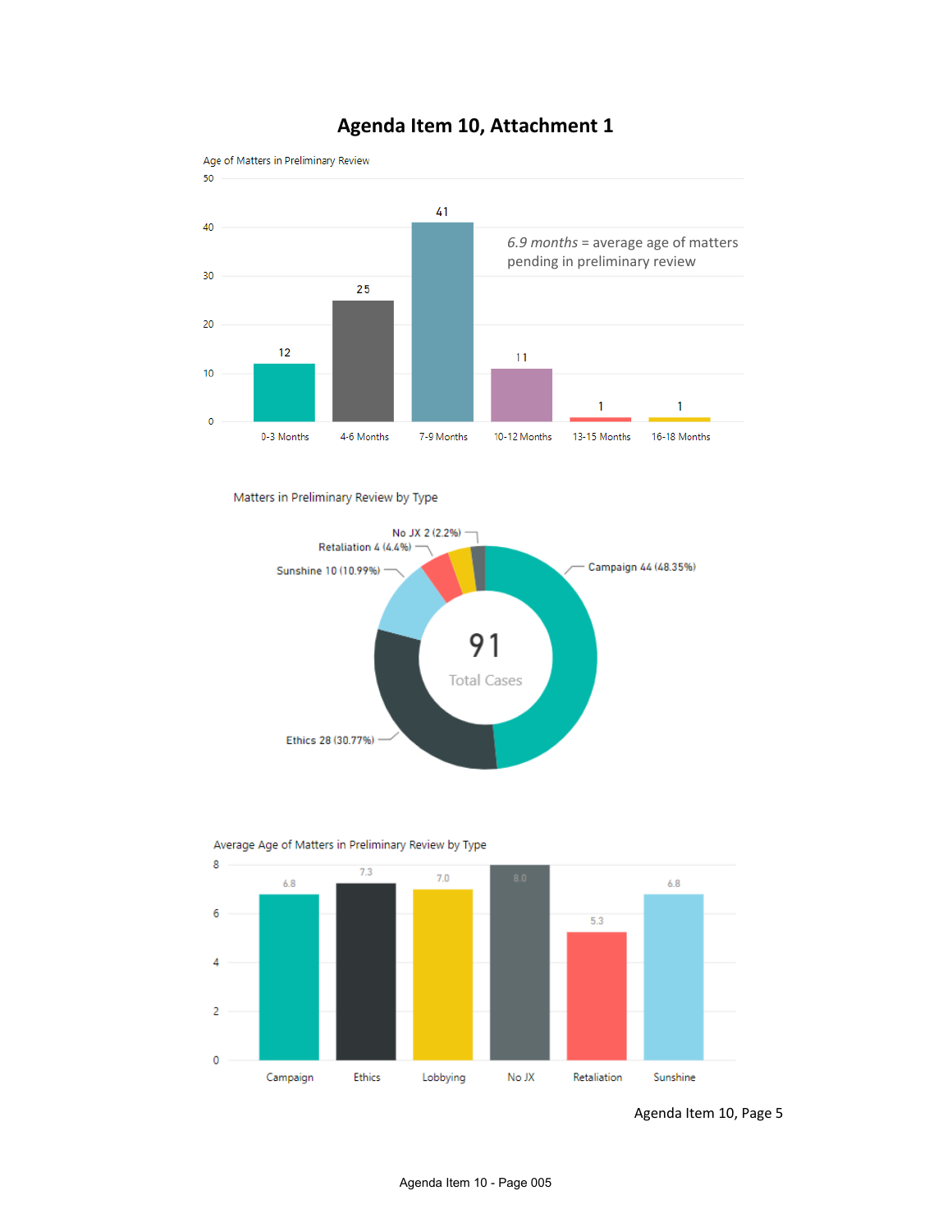# Agenda Item 10, Attachment 1

Age of Matters in Preliminary Review

| Age | Count |
|---|---|
| 0-3 Months | 12 |
| 4-6 Months | 25 |
| 7-9 Months | 41 |
| 10-12 Months | 11 |
| 13-15 Months | 1 |
| 16-18 Months | 1 |

*6.9 months* = average age of matters pending in preliminary review

Matters in Preliminary Review by Type

| Type | Count (%) |
|---|---|
| Campaign | 44 (48.35%) |
| Ethics | 28 (30.77%) |
| Sunshine | 10 (10.99%) |
| Retaliation | 4 (4.4%) |
| No JX | 2 (2.2%) |

91 Total Cases

Average Age of Matters in Preliminary Review by Type

| Type | Average Age |
|---|---|
| Campaign | 6.8 |
| Ethics | 7.3 |
| Lobbying | 7.0 |
| No JX | 8.0 |
| Retaliation | 5.3 |
| Sunshine | 6.8 |

Agenda Item 10, Page 5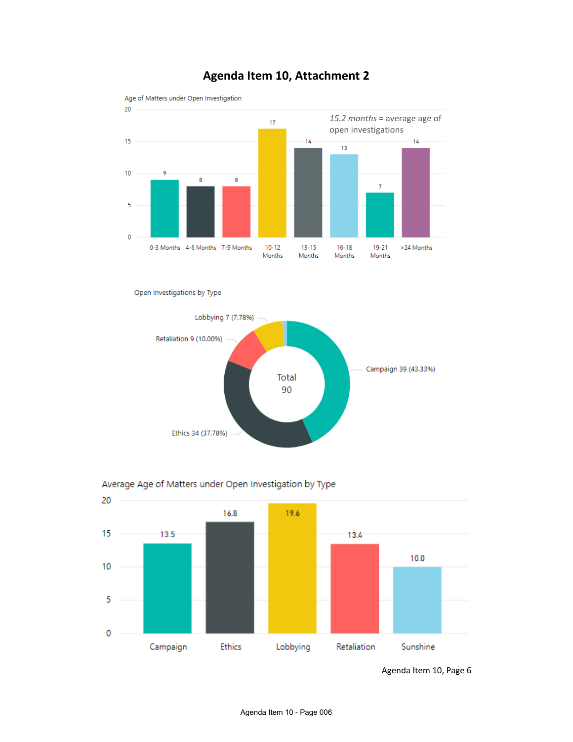# Agenda Item 10, Attachment 2

Age of Matters under Open Investigation

20
15
10
5
0

9
8
8
17
14
13
7
14

0-3 Months
4-6 Months
7-9 Months
10-12 Months
13-15 Months
16-18 Months
19-21 Months
>24 Months

*15.2 months* = average age of open investigations

Open Investigations by Type

Lobbying 7 (7.78%)
Retaliation 9 (10.00%)
Campaign 39 (43.33%)
Ethics 34 (37.78%)
Total 90

Average Age of Matters under Open Investigation by Type

20
15
10
5
0

13.5
16.8
19.6
13.4
10.0

Campaign
Ethics
Lobbying
Retaliation
Sunshine

Agenda Item 10, Page 6